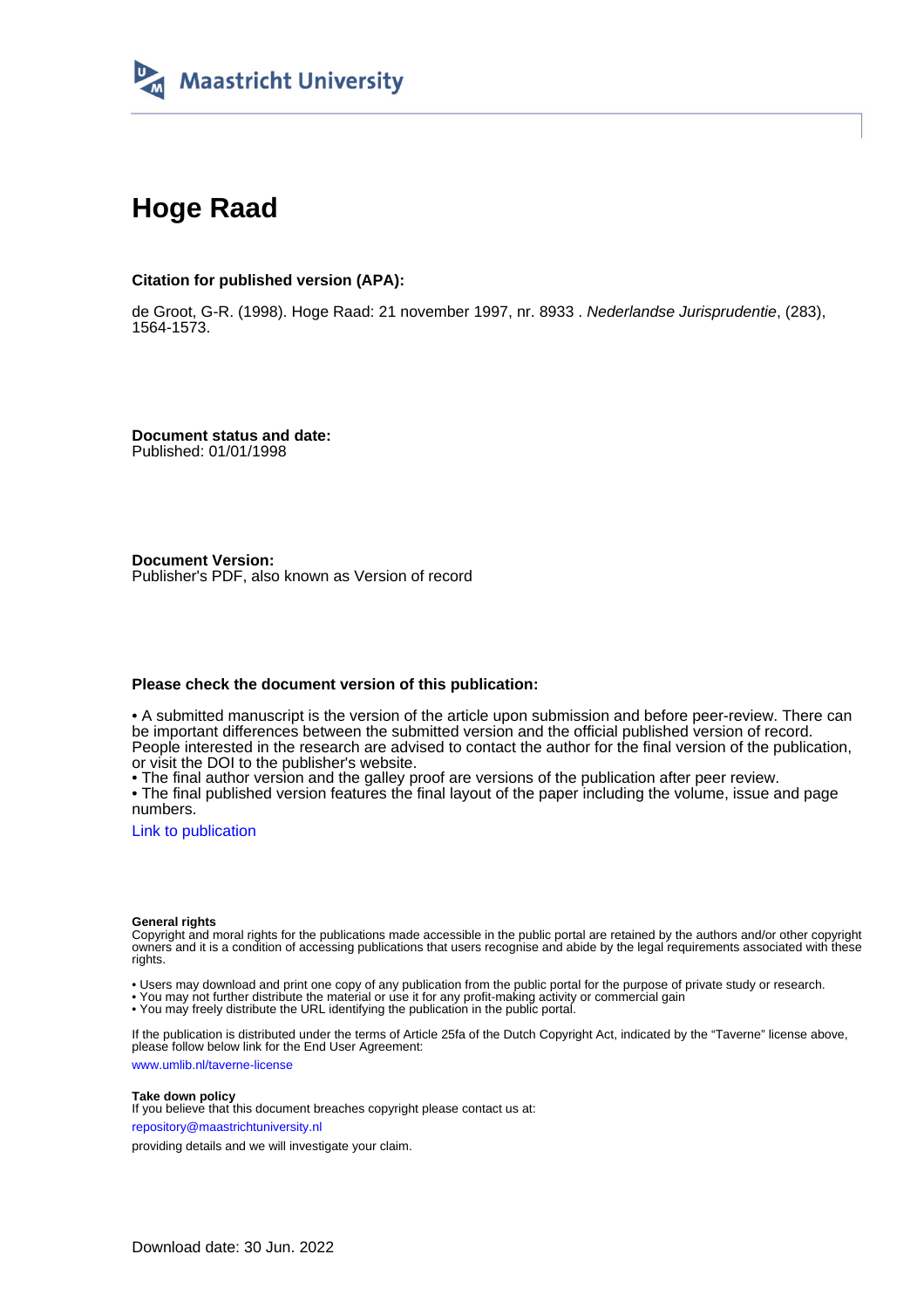Maastricht University

# Hoge Raad

**Citation for published version (APA):**

de Groot, G-R. (1998). Hoge Raad: 21 november 1997, nr. 8933 . *Nederlandse Jurisprudentie*, (283), 1564-1573.

**Document status and date:**
Published: 01/01/1998

**Document Version:**
Publisher's PDF, also known as Version of record

**Please check the document version of this publication:**

• A submitted manuscript is the version of the article upon submission and before peer-review. There can be important differences between the submitted version and the official published version of record. People interested in the research are advised to contact the author for the final version of the publication, or visit the DOI to the publisher's website.
• The final author version and the galley proof are versions of the publication after peer review.
• The final published version features the final layout of the paper including the volume, issue and page numbers.

Link to publication

**General rights**
Copyright and moral rights for the publications made accessible in the public portal are retained by the authors and/or other copyright owners and it is a condition of accessing publications that users recognise and abide by the legal requirements associated with these rights.

• Users may download and print one copy of any publication from the public portal for the purpose of private study or research.
• You may not further distribute the material or use it for any profit-making activity or commercial gain
• You may freely distribute the URL identifying the publication in the public portal.

If the publication is distributed under the terms of Article 25fa of the Dutch Copyright Act, indicated by the "Taverne" license above, please follow below link for the End User Agreement:

www.umlib.nl/taverne-license

**Take down policy**
If you believe that this document breaches copyright please contact us at:

repository@maastrichtuniversity.nl

providing details and we will investigate your claim.

Download date: 30 Jun. 2022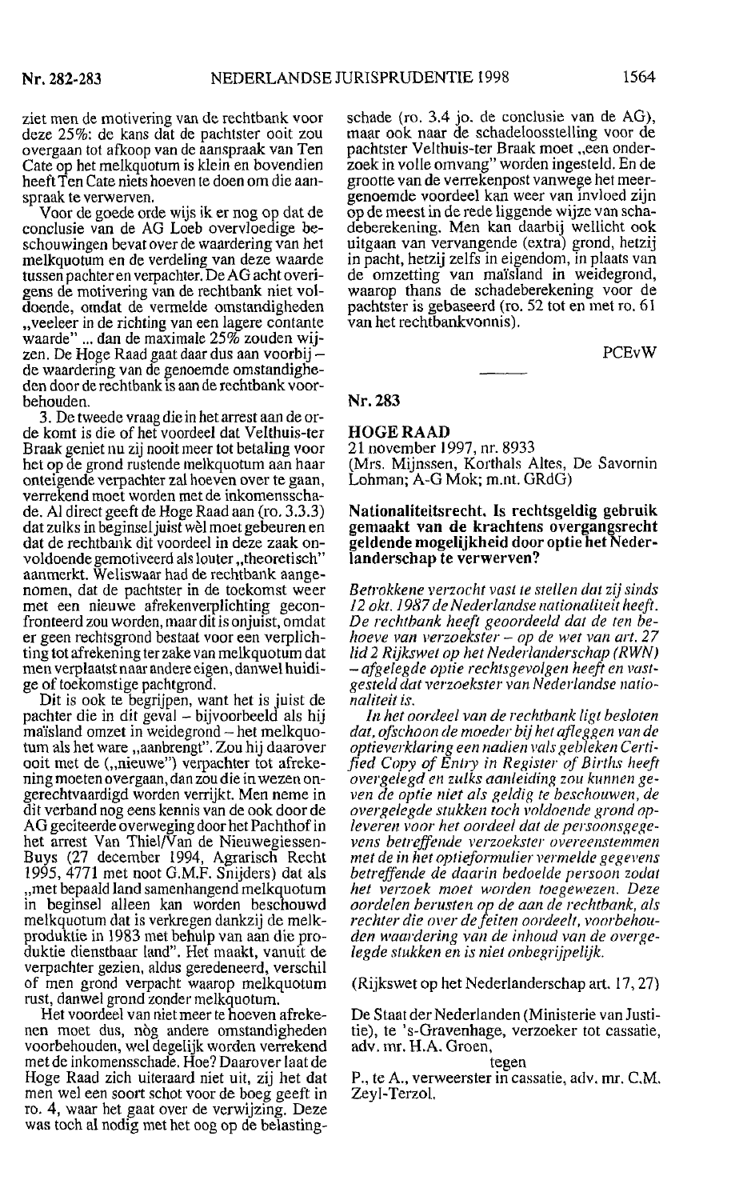ziet men de motivering van de rechtbank voor deze 25%: de kans dat de pachtster ooit zou overgaan tot afkoop van de aanspraak van Ten Cate op het melkquotum is klein en bovendien heeft Ten Cate niets hoeven te doen om die aanspraak te verwerven.

Voor de goede orde wijs ik er nog op dat de conclusie van de AG Loeb overvloedige beschouwingen bevat over de waardering van het melkquotum en de verdeling van deze waarde tussen pachter en verpachter. De AG acht overigens de motivering van de rechtbank niet voldoende, omdat de vermelde omstandigheden „veeleer in de richting van een lagere contante waarde" ... dan de maximale 25% zouden wijzen. De Hoge Raad gaat daar dus aan voorbij – de waardering van de genoemde omstandigheden door de rechtbank is aan de rechtbank voorbehouden.

3. De tweede vraag die in het arrest aan de orde komt is die of het voordeel dat Velthuis-ter Braak geniet nu zij nooit meer tot betaling voor het op de grond rustende melkquotum aan haar onteigende verpachter zal hoeven over te gaan, verrekend moet worden met de inkomensschade. Al direct geeft de Hoge Raad aan (ro. 3.3.3) dat zulks in beginsel juist wèl moet gebeuren en dat de rechtbank dit voordeel in deze zaak onvoldoende gemotiveerd als louter „theoretisch" aanmerkt. Weliswaar had de rechtbank aangenomen, dat de pachtster in de toekomst weer met een nieuwe afrekenverplichting geconfronteerd zou worden, maar dit is onjuist, omdat er geen rechtsgrond bestaat voor een verplichting tot afrekening ter zake van melkquotum dat men verplaatst naar andere eigen, danwel huidige of toekomstige pachtgrond.

Dit is ook te begrijpen, want het is juist de pachter die in dit geval – bijvoorbeeld als hij maïsland omzet in weidegrond – het melkquotum als het ware „aanbrengt". Zou hij daarover ooit met de („nieuwe") verpachter tot afrekening moeten overgaan, dan zou die in wezen ongerechtvaardigd worden verrijkt. Men neme in dit verband nog eens kennis van de ook door de AG geciteerde overweging door het Pachthof in het arrest Van Thiel/Van de Nieuwegiessen-Buys (27 december 1994, Agrarisch Recht 1995, 4771 met noot G.M.F. Snijders) dat als „met bepaald land samenhangend melkquotum in beginsel alleen kan worden beschouwd melkquotum dat is verkregen dankzij de melkproduktie in 1983 met behulp van aan die produktie dienstbaar land". Het maakt, vanuit de verpachter gezien, aldus geredeneerd, verschil of men grond verpacht waarop melkquotum rust, danwel grond zonder melkquotum.

Het voordeel van niet meer te hoeven afrekenen moet dus, nòg andere omstandigheden voorbehouden, wel degelijk worden verrekend met de inkomensschade. Hoe? Daarover laat de Hoge Raad zich uiteraard niet uit, zij het dat men wel een soort schot voor de boeg geeft in ro. 4, waar het gaat over de verwijzing. Deze was toch al nodig met het oog op de belastingschade (ro. 3.4 jo. de conclusie van de AG), maar ook naar de schadeloosstelling voor de pachtster Velthuis-ter Braak moet „een onderzoek in volle omvang" worden ingesteld. En de grootte van de verrekenpost vanwege het meergenoemde voordeel kan weer van invloed zijn op de meest in de rede liggende wijze van schadeberekening. Men kan daarbij wellicht ook uitgaan van vervangende (extra) grond, hetzij in pacht, hetzij zelfs in eigendom, in plaats van de omzetting van maïsland in weidegrond, waarop thans de schadeberekening voor de pachtster is gebaseerd (ro. 52 tot en met ro. 61 van het rechtbankvonnis).

PCEvW

---

## Nr. 283

**HOGE RAAD**
21 november 1997, nr. 8933
(Mrs. Mijnssen, Korthals Altes, De Savornin Lohman; A-G Mok; m.nt. GRdG)

**Nationaliteitsrecht. Is rechtsgeldig gebruik gemaakt van de krachtens overgangsrecht geldende mogelijkheid door optie het Nederlanderschap te verwerven?**

*Betrokkene verzocht vast te stellen dat zij sinds 12 okt. 1987 de Nederlandse nationaliteit heeft. De rechtbank heeft geoordeeld dat de ten behoeve van verzoekster – op de wet van art. 27 lid 2 Rijkswet op het Nederlanderschap (RWN) – afgelegde optie rechtsgevolgen heeft en vastgesteld dat verzoekster van Nederlandse nationaliteit is.*

*In het oordeel van de rechtbank ligt besloten dat, ofschoon de moeder bij het afleggen van de optieverklaring een nadien vals gebleken Certified Copy of Entry in Register of Births heeft overgelegd en zulks aanleiding zou kunnen geven de optie niet als geldig te beschouwen, de overgelegde stukken toch voldoende grond opleveren voor het oordeel dat de persoonsgegevens betreffende verzoekster overeenstemmen met de in het optieformulier vermelde gegevens betreffende de daarin bedoelde persoon zodat het verzoek moet worden toegewezen. Deze oordelen berusten op de aan de rechtbank, als rechter die over de feiten oordeelt, voorbehouden waardering van de inhoud van de overgelegde stukken en is niet onbegrijpelijk.*

(Rijkswet op het Nederlanderschap art. 17, 27)

De Staat der Nederlanden (Ministerie van Justitie), te 's-Gravenhage, verzoeker tot cassatie, adv. mr. H.A. Groen,

tegen

P., te A., verweerster in cassatie, adv. mr. C.M. Zeyl-Terzol.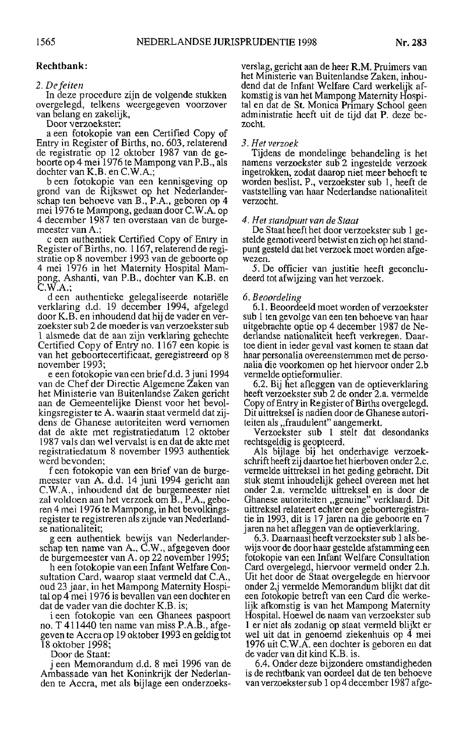**Rechtbank:**

*2. De feiten*

In deze procedure zijn de volgende stukken overgelegd, telkens weergegeven voorzover van belang en zakelijk,

Door verzoekster:

a een fotokopie van een Certified Copy of Entry in Register of Births, no. 603, relaterend de registratie op 12 oktober 1987 van de geboorte op 4 mei 1976 te Mampong van P.B., als dochter van K.B. en C.W.A.;

b een fotokopie van een kennisgeving op grond van de Rijkswet op het Nederlanderschap ten behoeve van B., P.A., geboren op 4 mei 1976 te Mampong, gedaan door C.W.A. op 4 december 1987 ten overstaan van de burgemeester van A.;

c een authentiek Certified Copy of Entry in Register of Births, no. 1167, relaterend de registratie op 8 november 1993 van de geboorte op 4 mei 1976 in het Maternity Hospital Mampong, Ashanti, van P.B., dochter van K.B. en C.W.A.;

d een authentieke gelegaliseerde notariële verklaring d.d. 19 december 1994, afgelegd door K.B. en inhoudend dat hij de vader en verzoekster sub 2 de moeder is van verzoekster sub 1 alsmede dat de aan zijn verklaring gehechte Certified Copy of Entry no. 1167 een kopie is van het geboortecertificaat, geregistreerd op 8 november 1993;

e een fotokopie van een brief d.d. 3 juni 1994 van de Chef der Directie Algemene Zaken van het Ministerie van Buitenlandse Zaken gericht aan de Gemeentelijke Dienst voor het bevolkingsregister te A. waarin staat vermeld dat tijdens de Ghanese autoriteiten werd vernomen dat de akte met registratiedatum 12 oktober 1987 vals dan wel vervalst is en dat de akte met registratiedatum 8 november 1993 authentiek werd bevonden;

f een fotokopie van een brief van de burgemeester van A. d.d. 14 juni 1994 gericht aan C.W.A., inhoudend dat de burgemeester niet zal voldoen aan het verzoek om B., P.A., geboren 4 mei 1976 te Mampong, in het bevolkingsregister te registreren als zijnde van Nederlandse nationaliteit;

g een authentiek bewijs van Nederlanderschap ten name van A., C.W., afgegeven door de burgemeester van A. op 22 november 1995;

h een fotokopie van een Infant Welfare Consultation Card, waarop staat vermeld dat C.A., oud 23 jaar, in het Mampong Maternity Hospital op 4 mei 1976 is bevallen van een dochter en dat de vader van die dochter K.B. is;

i een fotokopie van een Ghanees paspoort no. T 411440 ten name van miss P.A.B., afgegeven te Accra op 19 oktober 1993 en geldig tot 18 oktober 1998;

Door de Staat:

j een Memorandum d.d. 8 mei 1996 van de Ambassade van het Koninkrijk der Nederlanden te Accra, met als bijlage een onderzoeksverslag, gericht aan de heer R.M. Pruimers van het Ministerie van Buitenlandse Zaken, inhoudend dat de Infant Welfare Card werkelijk afkomstig is van het Mampong Maternity Hospital en dat de St. Monica Primary School geen administratie heeft uit de tijd dat P. deze bezocht.

*3. Het verzoek*

Tijdens de mondelinge behandeling is het namens verzoekster sub 2 ingestelde verzoek ingetrokken, zodat daarop niet meer behoeft te worden beslist. P., verzoekster sub 1, heeft de vaststelling van haar Nederlandse nationaliteit verzocht.

*4. Het standpunt van de Staat*

De Staat heeft het door verzoekster sub 1 gestelde gemotiveerd betwist en zich op het standpunt gesteld dat het verzoek moet worden afgewezen.

5. De officier van justitie heeft geconcludeerd tot afwijzing van het verzoek.

*6. Beoordeling*

6.1. Beoordeeld moet worden of verzoekster sub 1 ten gevolge van een ten behoeve van haar uitgebrachte optie op 4 december 1987 de Nederlandse nationaliteit heeft verkregen. Daartoe dient in ieder geval vast komen te staan dat haar personalia overeenstemmen met de personalia die voorkomen op het hiervoor onder 2.b vermelde optieformulier.

6.2. Bij het afleggen van de optieverklaring heeft verzoekster sub 2 de onder 2.a. vermelde Copy of Entry in Register of Births overgelegd. Dit uittreksel is nadien door de Ghanese autoriteiten als „fraudulent" aangemerkt.

Verzoekster sub 1 stelt dat desondanks rechtsgeldig is geopteerd.

Als bijlage bij het onderhavige verzoekschrift heeft zij daartoe het hierboven onder 2.c. vermelde uittreksel in het geding gebracht. Dit stuk stemt inhoudelijk geheel overeen met het onder 2.a. vermelde uittreksel en is door de Ghanese autoriteiten „genuine" verklaard. Dit uittreksel relateert echter een geboorteregistratie in 1993, dit is 17 jaren na die geboorte en 7 jaren na het afleggen van de optieverklaring.

6.3. Daarnaast heeft verzoekster sub 1 als bewijs voor de door haar gestelde afstamming een fotokopie van een Infant Welfare Consultation Card overgelegd, hiervoor vermeld onder 2.h. Uit het door de Staat overgelegde en hiervoor onder 2.j vermelde Memorandum blijkt dat dit een fotokopie betreft van een Card die werkelijk afkomstig is van het Mampong Maternity Hospital. Hoewel de naam van verzoekster sub 1 er niet als zodanig op staat vermeld blijkt er wel uit dat in genoemd ziekenhuis op 4 mei 1976 uit C.W.A. een dochter is geboren en dat de vader van dit kind K.B. is.

6.4. Onder deze bijzondere omstandigheden is de rechtbank van oordeel dat de ten behoeve van verzoekster sub 1 op 4 december 1987 afge-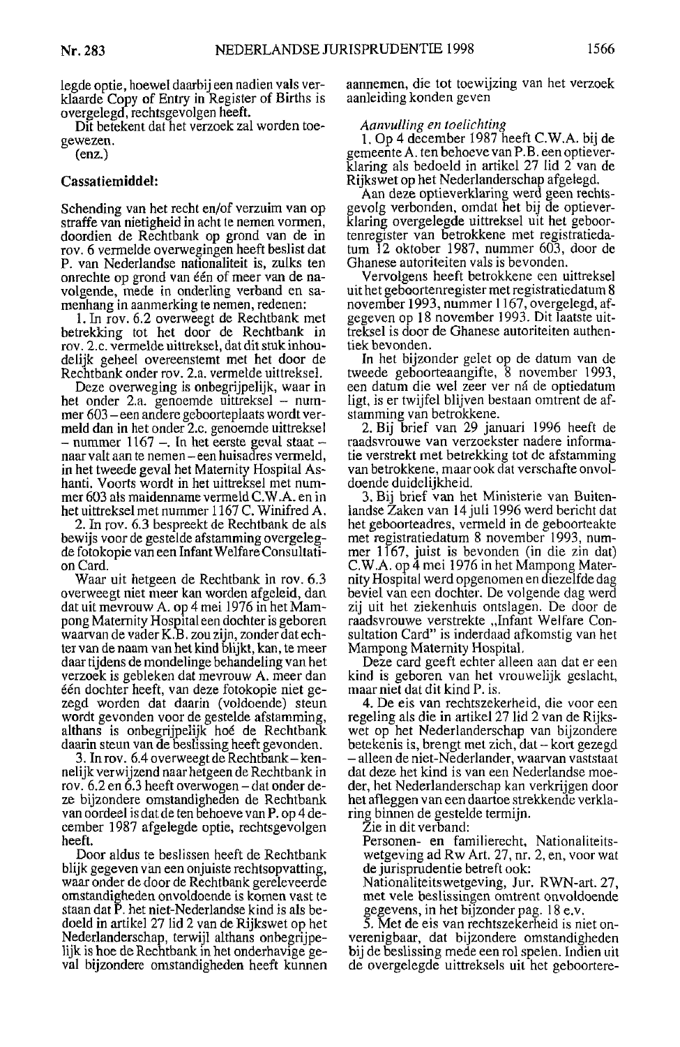legde optie, hoewel daarbij een nadien vals verklaarde Copy of Entry in Register of Births is overgelegd, rechtsgevolgen heeft.

Dit betekent dat het verzoek zal worden toegewezen.

(enz.)

**Cassatiemiddel:**

Schending van het recht en/of verzuim van op straffe van nietigheid in acht te nemen vormen, doordien de Rechtbank op grond van de in rov. 6 vermelde overwegingen heeft beslist dat P. van Nederlandse nationaliteit is, zulks ten onrechte op grond van één of meer van de navolgende, mede in onderling verband en samenhang in aanmerking te nemen, redenen:

1. In rov. 6.2 overweegt de Rechtbank met betrekking tot het door de Rechtbank in rov. 2.c. vermelde uittreksel, dat dit stuk inhoudelijk geheel overeenstemt met het door de Rechtbank onder rov. 2.a. vermelde uittreksel.

Deze overweging is onbegrijpelijk, waar in het onder 2.a. genoemde uittreksel – nummer 603 – een andere geboorteplaats wordt vermeld dan in het onder 2.c. genoemde uittreksel – nummer 1167 –. In het eerste geval staat – naar valt aan te nemen – een huisadres vermeld, in het tweede geval het Maternity Hospital Ashanti. Voorts wordt in het uittreksel met nummer 603 als maidenname vermeld C.W.A. en in het uittreksel met nummer 1167 C. Winifred A.

2. In rov. 6.3 bespreekt de Rechtbank de als bewijs voor de gestelde afstamming overgelegde fotokopie van een Infant Welfare Consultation Card.

Waar uit hetgeen de Rechtbank in rov. 6.3 overweegt niet meer kan worden afgeleid, dan dat uit mevrouw A. op 4 mei 1976 in het Mampong Maternity Hospital een dochter is geboren waarvan de vader K.B. zou zijn, zonder dat echter van de naam van het kind blijkt, kan, te meer daar tijdens de mondelinge behandeling van het verzoek is gebleken dat mevrouw A. meer dan één dochter heeft, van deze fotokopie niet gezegd worden dat daarin (voldoende) steun wordt gevonden voor de gestelde afstamming, althans is onbegrijpelijk hoé de Rechtbank daarin steun van de beslissing heeft gevonden.

3. In rov. 6.4 overweegt de Rechtbank – kennelijk verwijzend naar hetgeen de Rechtbank in rov. 6.2 en 6.3 heeft overwogen – dat onder deze bijzondere omstandigheden de Rechtbank van oordeel is dat de ten behoeve van P. op 4 december 1987 afgelegde optie, rechtsgevolgen heeft.

Door aldus te beslissen heeft de Rechtbank blijk gegeven van een onjuiste rechtsopvatting, waar onder de door de Rechtbank gereleveerde omstandigheden onvoldoende is komen vast te staan dat P. het niet-Nederlandse kind is als bedoeld in artikel 27 lid 2 van de Rijkswet op het Nederlanderschap, terwijl althans onbegrijpelijk is hoe de Rechtbank in het onderhavige geval bijzondere omstandigheden heeft kunnen aannemen, die tot toewijzing van het verzoek aanleiding konden geven

*Aanvulling en toelichting*

1. Op 4 december 1987 heeft C.W.A. bij de gemeente A. ten behoeve van P.B. een optieverklaring als bedoeld in artikel 27 lid 2 van de Rijkswet op het Nederlanderschap afgelegd.

Aan deze optieverklaring werd geen rechtsgevolg verbonden, omdat het bij de optieverklaring overgelegde uittreksel uit het geboorteregister van betrokkene met registratiedatum 12 oktober 1987, nummer 603, door de Ghanese autoriteiten vals is bevonden.

Vervolgens heeft betrokkene een uittreksel uit het geboorteregister met registratiedatum 8 november 1993, nummer 1167, overgelegd, afgegeven op 18 november 1993. Dit laatste uittreksel is door de Ghanese autoriteiten authentiek bevonden.

In het bijzonder gelet op de datum van de tweede geboorteaangifte, 8 november 1993, een datum die wel zeer ver ná de optiedatum ligt, is er twijfel blijven bestaan omtrent de afstamming van betrokkene.

2. Bij brief van 29 januari 1996 heeft de raadsvrouwe van verzoekster nadere informatie verstrekt met betrekking tot de afstamming van betrokkene, maar ook dat verschafte onvoldoende duidelijkheid.

3. Bij brief van het Ministerie van Buitenlandse Zaken van 14 juli 1996 werd bericht dat het geboorteadres, vermeld in de geboorteakte met registratiedatum 8 november 1993, nummer 1167, juist is bevonden (in die zin dat) C.W.A. op 4 mei 1976 in het Mampong Maternity Hospital werd opgenomen en diezelfde dag beviel van een dochter. De volgende dag werd zij uit het ziekenhuis ontslagen. De door de raadsvrouwe verstrekte „Infant Welfare Consultation Card" is inderdaad afkomstig van het Mampong Maternity Hospital.

Deze card geeft echter alleen aan dat er een kind is geboren van het vrouwelijk geslacht, maar niet dat dit kind P. is.

4. De eis van rechtszekerheid, die voor een regeling als die in artikel 27 lid 2 van de Rijkswet op het Nederlanderschap van bijzondere betekenis is, brengt met zich, dat – kort gezegd – alleen de niet-Nederlander, waarvan vaststaat dat deze het kind is van een Nederlandse moeder, het Nederlanderschap kan verkrijgen door het afleggen van een daartoe strekkende verklaring binnen de gestelde termijn.

Zie in dit verband:

Personen- en familierecht, Nationaliteitswetgeving ad Rw Art. 27, nr. 2, en, voor wat de jurisprudentie betreft ook:

Nationaliteitswetgeving, Jur. RWN-art. 27, met vele beslissingen omtrent onvoldoende gegevens, in het bijzonder pag. 18 e.v.

5. Met de eis van rechtszekerheid is niet onverenigbaar, dat bijzondere omstandigheden bij de beslissing mede een rol spelen. Indien uit de overgelegde uittreksels uit het geboortere-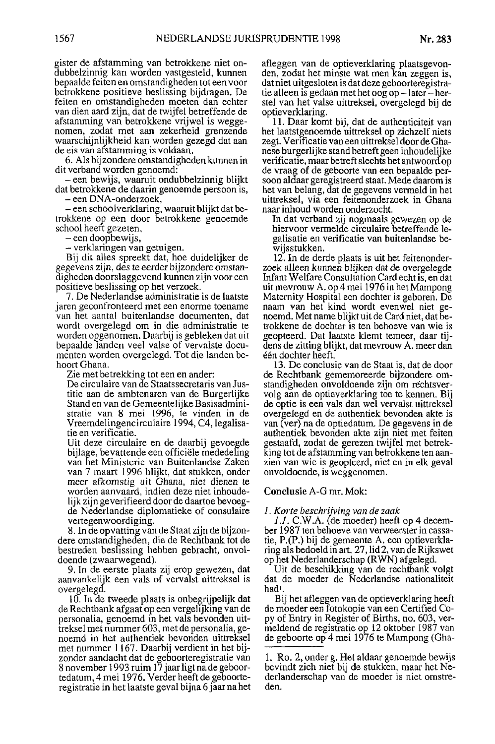gister de afstamming van betrokkene niet ondubbelzinnig kan worden vastgesteld, kunnen bepaalde feiten en omstandigheden tot een voor betrokkene positieve beslissing bijdragen. De feiten en omstandigheden moeten dan echter van dien aard zijn, dat de twijfel betreffende de afstamming van betrokkene vrijwel is weggenomen, zodat met aan zekerheid grenzende waarschijnlijkheid kan worden gezegd dat aan de eis van afstamming is voldaan.

6. Als bijzondere omstandigheden kunnen in dit verband worden genoemd:
– een bewijs, waaruit ondubbelzinnig blijkt dat betrokkene de daarin genoemde persoon is,
– een DNA-onderzoek,
– een schoolverklaring, waaruit blijkt dat betrokkene op een door betrokkene genoemde school heeft gezeten,
– een doopbewijs,
– verklaringen van getuigen.

Bij dit alles spreekt dat, hoe duidelijker de gegevens zijn, des te eerder bijzondere omstandigheden doorslaggevend kunnen zijn voor een positieve beslissing op het verzoek.

7. De Nederlandse administratie is de laatste jaren geconfronteerd met een enorme toename van het aantal buitenlandse documenten, dat wordt overgelegd om in die administratie te worden opgenomen. Daarbij is gebleken dat uit bepaalde landen veel valse of vervalste documenten worden overgelegd. Tot die landen behoort Ghana.

Zie met betrekking tot een en ander:

De circulaire van de Staatssecretaris van Justitie aan de ambtenaren van de Burgerlijke Stand en van de Gemeentelijke Basisadministratie van 8 mei 1996, te vinden in de Vreemdelingencirculaire 1994, C4, legalisatie en verificatie.

Uit deze circulaire en de daarbij gevoegde bijlage, bevattende een officiële mededeling van het Ministerie van Buitenlandse Zaken van 7 maart 1996 blijkt, dat stukken, onder meer afkomstig uit Ghana, niet dienen te worden aanvaard, indien deze niet inhoudelijk zijn geverifieerd door de daartoe bevoegde Nederlandse diplomatieke of consulaire vertegenwoordiging.

8. In de opvatting van de Staat zijn de bijzondere omstandigheden, die de Rechtbank tot de bestreden beslissing hebben gebracht, onvoldoende (zwaarwegend).

9. In de eerste plaats zij erop gewezen, dat aanvankelijk een vals of vervalst uittreksel is overgelegd.

10. In de tweede plaats is onbegrijpelijk dat de Rechtbank afgaat op een vergelijking van de personalia, genoemd in het vals bevonden uittreksel met nummer 603, met de personalia, genoemd in het authentiek bevonden uittreksel met nummer 1167. Daarbij verdient in het bijzonder aandacht dat de geboorteregistratie van 8 november 1993 ruim 17 jaar ligt na de geboortedatum, 4 mei 1976. Verder heeft de geboorteregistratie in het laatste geval bijna 6 jaar na het afleggen van de optieverklaring plaatsgevonden, zodat het minste wat men kan zeggen is, dat niet uitgesloten is dat deze geboorteregistratie alleen is gedaan met het oog op – later – herstel van het valse uittreksel, overgelegd bij de optieverklaring.

11. Daar komt bij, dat de authenticiteit van het laatstgenoemde uittreksel op zichzelf niets zegt. Verificatie van een uittreksel door de Ghanese burgerlijke stand betreft geen inhoudelijke verificatie, maar betreft slechts het antwoord op de vraag of de geboorte van een bepaalde persoon aldaar geregistreerd staat. Mede daarom is het van belang, dat de gegevens vermeld in het uittreksel, via een feitenonderzoek in Ghana naar inhoud worden onderzocht.

In dat verband zij nogmaals gewezen op de hiervoor vermelde circulaire betreffende legalisatie en verificatie van buitenlandse bewijsstukken.

12. In de derde plaats is uit het feitenonderzoek alleen kunnen blijken dat de overgelegde Infant Welfare Consultation Card echt is, en dat uit mevrouw A. op 4 mei 1976 in het Mampong Maternity Hospital een dochter is geboren. De naam van het kind wordt evenwel niet genoemd. Met name blijkt uit de Card niet, dat betrokkene de dochter is ten behoeve van wie is geopteerd. Dat laatste klemt temeer, daar tijdens de zitting blijkt, dat mevrouw A. meer dan één dochter heeft.

13. De conclusie van de Staat is, dat de door de Rechtbank gememoreerde bijzondere omstandigheden onvoldoende zijn om rechtsgevolg aan de optieverklaring toe te kennen. Bij de optie is een vals dan wel vervalst uittreksel overgelegd en de authentiek bevonden akte is van (ver) na de optiedatum. De gegevens in de authentiek bevonden akte zijn niet met feiten gestaafd, zodat de gerezen twijfel met betrekking tot de afstamming van betrokkene ten aanzien van wie is geopteerd, niet en in elk geval onvoldoende, is weggenomen.

**Conclusie A-G mr. Mok:**

*1. Korte beschrijving van de zaak*

*1.1.* C.W.A. (de moeder) heeft op 4 december 1987 ten behoeve van verweerster in cassatie, P.(P.) bij de gemeente A. een optieverklaring als bedoeld in art. 27, lid 2, van de Rijkswet op het Nederlanderschap (RWN) afgelegd.

Uit de beschikking van de rechtbank volgt dat de moeder de Nederlandse nationaliteit had[1].

Bij het afleggen van de optieverklaring heeft de moeder een fotokopie van een Certified Copy of Entry in Register of Births, no. 603, vermeldend de registratie op 12 oktober 1987 van de geboorte op 4 mei 1976 te Mampong (Gha-

---

1. Ro. 2, onder g. Het aldaar genoemde bewijs bevindt zich niet bij de stukken, maar het Nederlanderschap van de moeder is niet omstreden.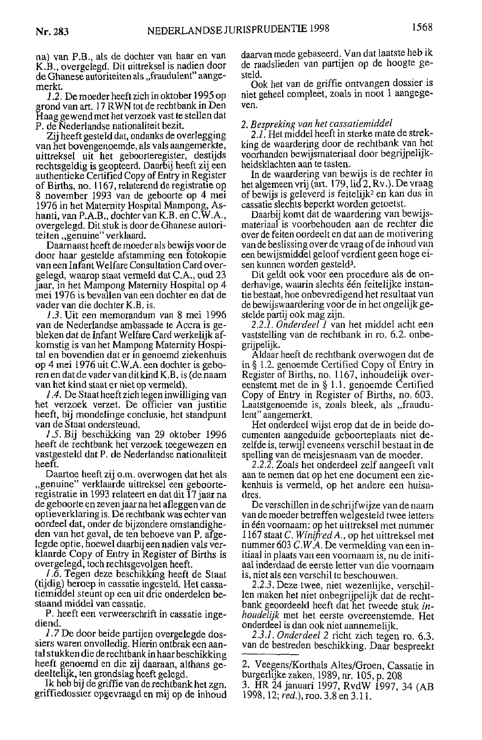na) van P.B., als de dochter van haar en van K.B., overgelegd. Dit uittreksel is nadien door de Ghanese autoriteiten als „fraudulent" aangemerkt.

*1.2.* De moeder heeft zich in oktober 1995 op grond van art. 17 RWN tot de rechtbank in Den Haag gewend met het verzoek vast te stellen dat P. de Nederlandse nationaliteit bezit.

Zij heeft gesteld dat, ondanks de overlegging van het bovengenoemde, als vals aangemerkte, uittreksel uit het geboorteregister, destijds rechtsgeldig is geopteerd. Daarbij heeft zij een authentieke Certified Copy of Entry in Register of Births, no. 1167, relaterend de registratie op 8 november 1993 van de geboorte op 4 mei 1976 in het Maternity Hospital Mampong, Ashanti, van P.A.B., dochter van K.B. en C.W.A., overgelegd. Dit stuk is door de Ghanese autoriteiten „genuine" verklaard.

Daarnaast heeft de moeder als bewijs voor de door haar gestelde afstamming een fotokopie van een Infant Welfare Consultation Card overgelegd, waarop staat vermeld dat C.A., oud 23 jaar, in het Mampong Maternity Hospital op 4 mei 1976 is bevallen van een dochter en dat de vader van die dochter K.B. is.

*1.3.* Uit een memorandum van 8 mei 1996 van de Nederlandse ambassade te Accra is gebleken dat de Infant Welfare Card werkelijk afkomstig is van het Mampong Maternity Hospital en bovendien dat er in genoemd ziekenhuis op 4 mei 1976 uit C.W.A. een dochter is geboren en dat de vader van dit kind K.B. is (de naam van het kind staat er niet op vermeld).

*1.4.* De Staat heeft zich tegen inwilliging van het verzoek verzet. De officier van justitie heeft, bij mondelinge conclusie, het standpunt van de Staat ondersteund.

*1.5.* Bij beschikking van 29 oktober 1996 heeft de rechtbank het verzoek toegewezen en vastgesteld dat P. de Nederlandse nationaliteit heeft.

Daartoe heeft zij o.m. overwogen dat het als „genuine" verklaarde uittreksel een geboorteregistratie in 1993 relateert en dat dit 17 jaar na de geboorte en zeven jaar na het afleggen van de optieverklaring is. De rechtbank was echter van oordeel dat, onder de bijzondere omstandigheden van het geval, de ten behoeve van P. afgelegde optie, hoewel daarbij een nadien vals verklaarde Copy of Entry in Register of Births is overgelegd, toch rechtsgevolgen heeft.

*1.6.* Tegen deze beschikking heeft de Staat (tijdig) beroep in cassatie ingesteld. Het cassatiemiddel steunt op een uit drie onderdelen bestaand middel van cassatie.

P. heeft een verweerschrift in cassatie ingediend.

*1.7* De door beide partijen overgelegde dossiers waren onvolledig. Hierin ontbrak een aantal stukken die de rechtbank in haar beschikking heeft genoemd en die zij daaraan, althans gedeeltelijk, ten grondslag heeft gelegd.

Ik heb bij de griffie van de rechtbank het zgn. griffiedossier opgevraagd en mij op de inhoud daarvan mede gebaseerd. Van dat laatste heb ik de raadslieden van partijen op de hoogte gesteld.

Ook het van de griffie ontvangen dossier is niet geheel compleet, zoals in noot 1 aangegeven.

*2. Bespreking van het cassatiemiddel*

*2.1.* Het middel heeft in sterke mate de strekking de waardering door de rechtbank van het voorhanden bewijsmateriaal door begrijpelijkheidsklachten aan te tasten.

In de waardering van bewijs is de rechter in het algemeen vrij (art. 179, lid 2, Rv.). De vraag of bewijs is geleverd is feitelijk[2] en kan dus in cassatie slechts beperkt worden getoetst.

Daarbij komt dat de waardering van bewijsmateriaal is voorbehouden aan de rechter die over de feiten oordeelt en dat aan de motivering van de beslissing over de vraag of de inhoud van een bewijsmiddel geloof verdient geen hoge eisen kunnen worden gesteld[3].

Dit geldt ook voor een procedure als de onderhavige, waarin slechts één feitelijke instantie bestaat, hoe onbevredigend het resultaat van de bewijswaardering voor de in het ongelijk gestelde partij ook mag zijn.

*2.2.1. Onderdeel 1* van het middel acht een vaststelling van de rechtbank in ro. 6.2. onbegrijpelijk.

Aldaar heeft de rechtbank overwogen dat de in § 1.2. genoemde Certified Copy of Entry in Register of Births, no. 1167, inhoudelijk overeenstemt met de in § 1.1. genoemde Certified Copy of Entry in Register of Births, no. 603. Laatstgenoemde is, zoals bleek, als „fraudulent" aangemerkt.

Het onderdeel wijst erop dat de in beide documenten aangeduide geboorteplaats niet dezelfde is, terwijl eveneens verschil bestaat in de spelling van de meisjesnaam van de moeder.

*2.2.2.* Zoals het onderdeel zelf aangeeft valt aan te nemen dat op het ene document een ziekenhuis is vermeld, op het andere een huisadres.

De verschillen in de schrijfwijze van de naam van de moeder betreffen welgesteld twee letters in één voornaam: op het uittreksel met nummer 1167 staat *C. Winifred A.*, op het uittreksel met nummer 603 *C.W.A.* De vermelding van een initiaal in plaats van een voornaam is, nu de initiaal inderdaad de eerste letter van die voornaam is, niet als een verschil te beschouwen.

*2.2.3.* Deze twee, niet wezenlijke, verschillen maken het niet onbegrijpelijk dat de rechtbank geoordeeld heeft dat het tweede stuk *inhoudelijk* met het eerste overeenstemde. Het onderdeel is dan ook niet aannemelijk.

*2.3.1. Onderdeel 2* richt zich tegen ro. 6.3. van de bestreden beschikking. Daar bespreekt

---

2. Veegens/Korthals Altes/Groen, Cassatie in burgerlijke zaken, 1989, nr. 105, p. 208

3. HR 24 januari 1997, RvdW 1997, 34 (AB 1998, 12; *red.*), roo. 3.8 en 3.11.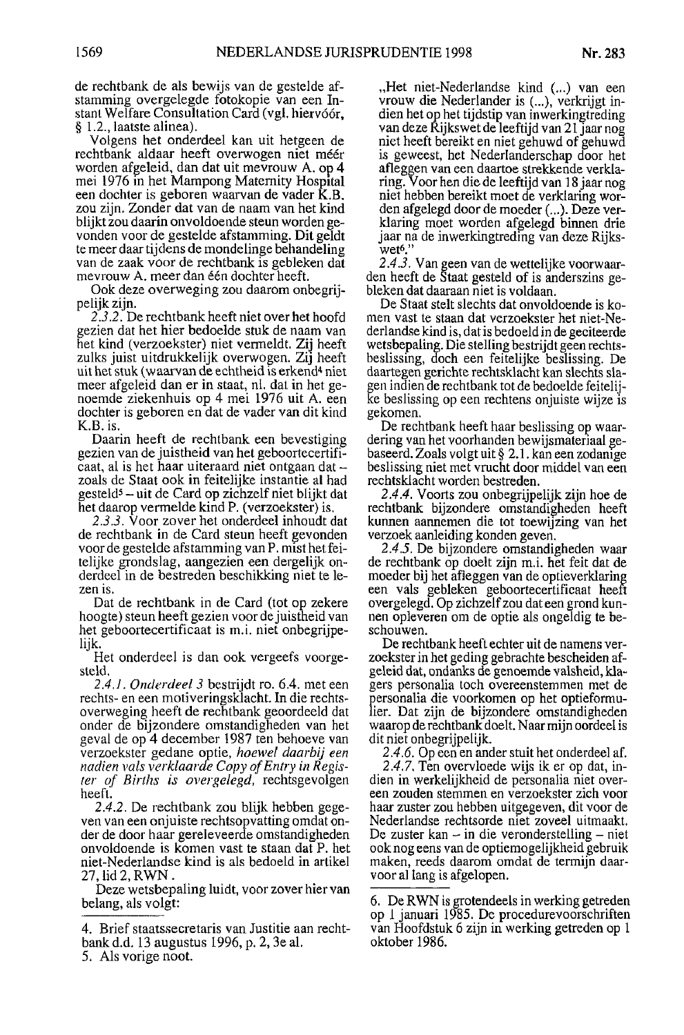de rechtbank de als bewijs van de gestelde afstamming overgelegde fotokopie van een Instant Welfare Consultation Card (vgl. hiervóór, § 1.2., laatste alinea).

Volgens het onderdeel kan uit hetgeen de rechtbank aldaar heeft overwogen niet méér worden afgeleid, dan dat uit mevrouw A. op 4 mei 1976 in het Mampong Maternity Hospital een dochter is geboren waarvan de vader K.B. zou zijn. Zonder dat van de naam van het kind blijkt zou daarin onvoldoende steun worden gevonden voor de gestelde afstamming. Dit geldt te meer daar tijdens de mondelinge behandeling van de zaak voor de rechtbank is gebleken dat mevrouw A. meer dan één dochter heeft.

Ook deze overweging zou daarom onbegrijpelijk zijn.

*2.3.2.* De rechtbank heeft niet over het hoofd gezien dat het hier bedoelde stuk de naam van het kind (verzoekster) niet vermeldt. Zij heeft zulks juist uitdrukkelijk overwogen. Zij heeft uit het stuk (waarvan de echtheid is erkend[4] niet meer afgeleid dan er in staat, nl. dat in het genoemde ziekenhuis op 4 mei 1976 uit A. een dochter is geboren en dat de vader van dit kind K.B. is.

Daarin heeft de rechtbank een bevestiging gezien van de juistheid van het geboortecertificaat, al is het haar uiteraard niet ontgaan dat – zoals de Staat ook in feitelijke instantie al had gesteld[5] – uit de Card op zichzelf niet blijkt dat het daarop vermelde kind P. (verzoekster) is.

*2.3.3.* Voor zover het onderdeel inhoudt dat de rechtbank in de Card steun heeft gevonden voor de gestelde afstamming van P. mist het feitelijke grondslag, aangezien een dergelijk onderdeel in de bestreden beschikking niet te lezen is.

Dat de rechtbank in de Card (tot op zekere hoogte) steun heeft gezien voor de juistheid van het geboortecertificaat is m.i. niet onbegrijpelijk.

Het onderdeel is dan ook vergeefs voorgesteld.

*2.4.1. Onderdeel 3* bestrijdt ro. 6.4. met een rechts- en een motiveringsklacht. In die rechtsoverweging heeft de rechtbank geoordeeld dat onder de bijzondere omstandigheden van het geval de op 4 december 1987 ten behoeve van verzoekster gedane optie, *hoewel daarbij een nadien vals verklaarde Copy of Entry in Register of Births is overgelegd,* rechtsgevolgen heeft.

*2.4.2.* De rechtbank zou blijk hebben gegeven van een onjuiste rechtsopvatting omdat onder de door haar gereleveerde omstandigheden onvoldoende is komen vast te staan dat P. het niet-Nederlandse kind is als bedoeld in artikel 27, lid 2, RWN.

Deze wetsbepaling luidt, voor zover hier van belang, als volgt:

„Het niet-Nederlandse kind (...) van een vrouw die Nederlander is (...), verkrijgt indien het op het tijdstip van inwerkingtreding van deze Rijkswet de leeftijd van 21 jaar nog niet heeft bereikt en niet gehuwd of gehuwd is geweest, het Nederlanderschap door het afleggen van een daartoe strekkende verklaring. Voor hen die de leeftijd van 18 jaar nog niet hebben bereikt moet de verklaring worden afgelegd door de moeder (...). Deze verklaring moet worden afgelegd binnen drie jaar na de inwerkingtreding van deze Rijkswet[6]."

*2.4.3.* Van geen van de wettelijke voorwaarden heeft de Staat gesteld of is anderszins gebleken dat daaraan niet is voldaan.

De Staat stelt slechts dat onvoldoende is komen vast te staan dat verzoekster het niet-Nederlandse kind is, dat is bedoeld in de geciteerde wetsbepaling. Die stelling bestrijdt geen rechtsbeslissing, doch een feitelijke beslissing. De daartegen gerichte rechtsklacht kan slechts slagen indien de rechtbank tot de bedoelde feitelijke beslissing op een rechtens onjuiste wijze is gekomen.

De rechtbank heeft haar beslissing op waardering van het voorhanden bewijsmateriaal gebaseerd. Zoals volgt uit § 2.1. kan een zodanige beslissing niet met vrucht door middel van een rechtsklacht worden bestreden.

*2.4.4.* Voorts zou onbegrijpelijk zijn hoe de rechtbank bijzondere omstandigheden heeft kunnen aannemen die tot toewijzing van het verzoek aanleiding konden geven.

*2.4.5.* De bijzondere omstandigheden waar de rechtbank op doelt zijn m.i. het feit dat de moeder bij het afleggen van de optieverklaring een vals gebleken geboortecertificaat heeft overgelegd. Op zichzelf zou dat een grond kunnen opleveren om de optie als ongeldig te beschouwen.

De rechtbank heeft echter uit de namens verzoekster in het geding gebrachte bescheiden afgeleid dat, ondanks de genoemde valsheid, klagers personalia toch overeenstemmen met de personalia die voorkomen op het optieformulier. Dat zijn de bijzondere omstandigheden waarop de rechtbank doelt. Naar mijn oordeel is dit niet onbegrijpelijk.

*2.4.6.* Op een en ander stuit het onderdeel af.

*2.4.7.* Ten overvloede wijs ik er op dat, indien in werkelijkheid de personalia niet overeen zouden stemmen en verzoekster zich voor haar zuster zou hebben uitgegeven, dit voor de Nederlandse rechtsorde niet zoveel uitmaakt. De zuster kan – in die veronderstelling – niet ook nog eens van de optiemogelijkheid gebruik maken, reeds daarom omdat de termijn daarvoor al lang is afgelopen.

---

4. Brief staatssecretaris van Justitie aan rechtbank d.d. 13 augustus 1996, p. 2, 3e al.

5. Als vorige noot.

6. De RWN is grotendeels in werking getreden op 1 januari 1985. De procedurevoorschriften van Hoofdstuk 6 zijn in werking getreden op 1 oktober 1986.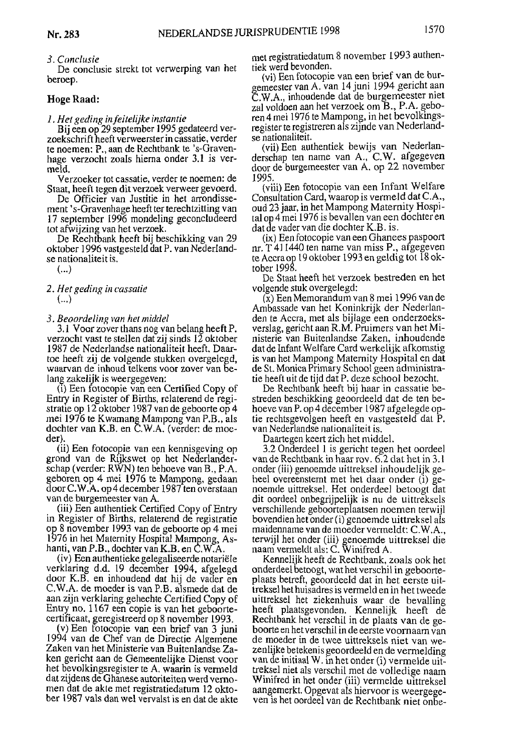*3. Conclusie*

De conclusie strekt tot verwerping van het beroep.

**Hoge Raad:**

*1. Het geding in feitelijke instantie*

Bij een op 29 september 1995 gedateerd verzoekschrift heeft verweerster in cassatie, verder te noemen: P., aan de Rechtbank te 's-Gravenhage verzocht zoals hierna onder 3.1 is vermeld.

Verzoeker tot cassatie, verder te noemen: de Staat, heeft tegen dit verzoek verweer gevoerd.

De Officier van Justitie in het arrondissement 's-Gravenhage heeft ter terechtzitting van 17 september 1996 mondeling geconcludeerd tot afwijzing van het verzoek.

De Rechtbank heeft bij beschikking van 29 oktober 1996 vastgesteld dat P. van Nederlandse nationaliteit is.

(...)

*2. Het geding in cassatie*

(...)

*3. Beoordeling van het middel*

3.1 Voor zover thans nog van belang heeft P. verzocht vast te stellen dat zij sinds 12 oktober 1987 de Nederlandse nationaliteit heeft. Daartoe heeft zij de volgende stukken overgelegd, waarvan de inhoud telkens voor zover van belang zakelijk is weergegeven:

(i) Een fotocopie van een Certified Copy of Entry in Register of Births, relaterend de registratie op 12 oktober 1987 van de geboorte op 4 mei 1976 te Kwamang Mampong van P.B., als dochter van K.B. en C.W.A. (verder: de moeder).

(ii) Een fotocopie van een kennisgeving op grond van de Rijkswet op het Nederlanderschap (verder: RWN) ten behoeve van B., P.A. geboren op 4 mei 1976 te Mampong, gedaan door C.W.A. op 4 december 1987 ten overstaan van de burgemeester van A.

(iii) Een authentiek Certified Copy of Entry in Register of Births, relaterend de registratie op 8 november 1993 van de geboorte op 4 mei 1976 in het Maternity Hospital Mampong, Ashanti, van P.B., dochter van K.B. en C.W.A.

(iv) Een authentieke gelegaliseerde notariële verklaring d.d. 19 december 1994, afgelegd door K.B. en inhoudend dat hij de vader en C.W.A. de moeder is van P.B. alsmede dat de aan zijn verklaring gehechte Certified Copy of Entry no. 1167 een copie is van het geboortecertificaat, geregistreerd op 8 november 1993.

(v) Een fotocopie van een brief van 3 juni 1994 van de Chef van de Directie Algemene Zaken van het Ministerie van Buitenlandse Zaken gericht aan de Gemeentelijke Dienst voor het bevolkingsregister te A. waarin is vermeld dat zijdens de Ghanese autoriteiten werd vernomen dat de akte met registratiedatum 12 oktober 1987 vals dan wel vervalst is en dat de akte met registratiedatum 8 november 1993 authentiek werd bevonden.

(vi) Een fotocopie van een brief van de burgemeester van A. van 14 juni 1994 gericht aan C.W.A., inhoudende dat de burgemeester niet zal voldoen aan het verzoek om B., P.A. geboren 4 mei 1976 te Mampong, in het bevolkingsregister te registreren als zijnde van Nederlandse nationaliteit.

(vii) Een authentiek bewijs van Nederlanderschap ten name van A., C.W. afgegeven door de burgemeester van A. op 22 november 1995.

(viii) Een fotocopie van een Infant Welfare Consultation Card, waarop is vermeld dat C.A., oud 23 jaar, in het Mampong Maternity Hospital op 4 mei 1976 is bevallen van een dochter en dat de vader van die dochter K.B. is.

(ix) Een fotocopie van een Ghanees paspoort nr. T 411440 ten name van miss P., afgegeven te Accra op 19 oktober 1993 en geldig tot 18 oktober 1998.

De Staat heeft het verzoek bestreden en het volgende stuk overgelegd:

(x) Een Memorandum van 8 mei 1996 van de Ambassade van het Koninkrijk der Nederlanden te Accra, met als bijlage een onderzoeksverslag, gericht aan R.M. Pruimers van het Ministerie van Buitenlandse Zaken, inhoudende dat de Infant Welfare Card werkelijk afkomstig is van het Mampong Maternity Hospital en dat de St. Monica Primary School geen administratie heeft uit de tijd dat P. deze school bezocht.

De Rechtbank heeft bij haar in cassatie bestreden beschikking geoordeeld dat de ten behoeve van P. op 4 december 1987 afgelegde optie rechtsgevolgen heeft en vastgesteld dat P. van Nederlandse nationaliteit is.

Daartegen keert zich het middel.

3.2 Onderdeel 1 is gericht tegen het oordeel van de Rechtbank in haar rov. 6.2 dat het in 3.1 onder (iii) genoemde uittreksel inhoudelijk geheel overeenstemt met het daar onder (i) genoemde uittreksel. Het onderdeel betoogt dat dit oordeel onbegrijpelijk is nu de uittreksels verschillende geboorteplaatsen noemen terwijl bovendien het onder (i) genoemde uittreksel als maidennname van de moeder vermeldt: C.W.A., terwijl het onder (iii) genoemde uittreksel die naam vermeldt als: C. Winifred A.

Kennelijk heeft de Rechtbank, zoals ook het onderdeel betoogt, wat het verschil in geboorteplaats betreft, geoordeeld dat in het eerste uittreksel het huisadres is vermeld en in het tweede uittreksel het ziekenhuis waar de bevalling heeft plaatsgevonden. Kennelijk heeft de Rechtbank het verschil in de plaats van de geboorte en het verschil in de eerste voornaam van de moeder in de twee uittreksels niet van wezenlijke betekenis geoordeeld en de vermelding van de initiaal W. in het onder (i) vermelde uittreksel niet als verschil met de volledige naam Winifred in het onder (iii) vermelde uittreksel aangemerkt. Opgevat als hiervoor is weergegeven is het oordeel van de Rechtbank niet onbe-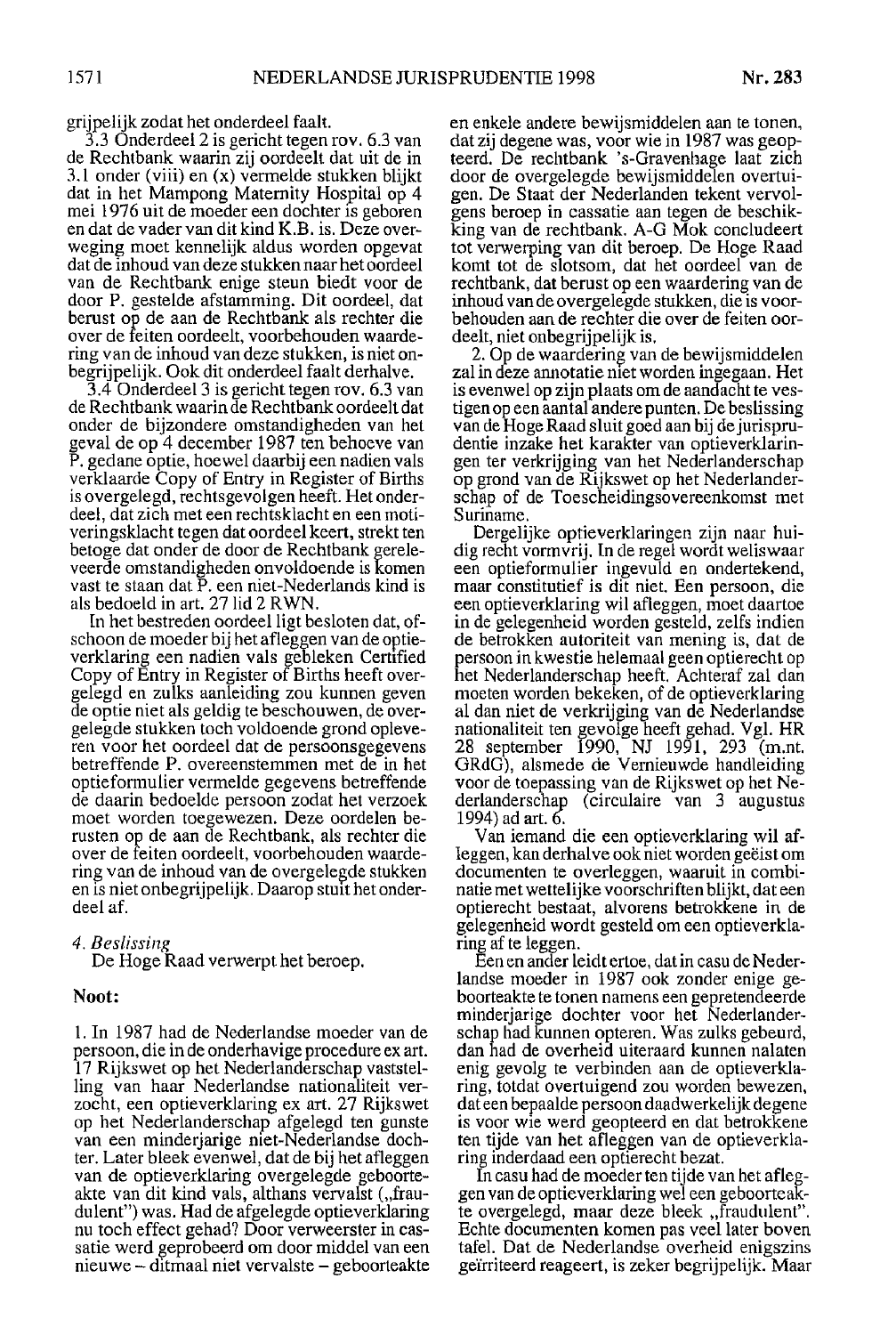grijpelijk zodat het onderdeel faalt.

3.3 Onderdeel 2 is gericht tegen rov. 6.3 van de Rechtbank waarin zij oordeelt dat uit de in 3.1 onder (viii) en (x) vermelde stukken blijkt dat in het Mampong Maternity Hospital op 4 mei 1976 uit de moeder een dochter is geboren en dat de vader van dit kind K.B. is. Deze overweging moet kennelijk aldus worden opgevat dat de inhoud van deze stukken naar het oordeel van de Rechtbank enige steun biedt voor de door P. gestelde afstamming. Dit oordeel, dat berust op de aan de Rechtbank als rechter die over de feiten oordeelt, voorbehouden waardering van de inhoud van deze stukken, is niet onbegrijpelijk. Ook dit onderdeel faalt derhalve.

3.4 Onderdeel 3 is gericht tegen rov. 6.3 van de Rechtbank waarin de Rechtbank oordeelt dat onder de bijzondere omstandigheden van het geval de op 4 december 1987 ten behoeve van P. gedane optie, hoewel daarbij een nadien vals verklaarde Copy of Entry in Register of Births is overgelegd, rechtsgevolgen heeft. Het onderdeel, dat zich met een rechtsklacht en een motiveringsklacht tegen dat oordeel keert, strekt ten betoge dat onder de door de Rechtbank gereleveerde omstandigheden onvoldoende is komen vast te staan dat P. een niet-Nederlands kind is als bedoeld in art. 27 lid 2 RWN.

In het bestreden oordeel ligt besloten dat, ofschoon de moeder bij het afleggen van de optieverklaring een nadien vals gebleken Certified Copy of Entry in Register of Births heeft overgelegd en zulks aanleiding zou kunnen geven de optie niet als geldig te beschouwen, de overgelegde stukken toch voldoende grond opleveren voor het oordeel dat de persoonsgegevens betreffende P. overeenstemmen met de in het optieformulier vermelde gegevens betreffende de daarin bedoelde persoon zodat het verzoek moet worden toegewezen. Deze oordelen berusten op de aan de Rechtbank, als rechter die over de feiten oordeelt, voorbehouden waardering van de inhoud van de overgelegde stukken en is niet onbegrijpelijk. Daarop stuit het onderdeel af.

*4. Beslissing*

De Hoge Raad verwerpt het beroep.

**Noot:**

1. In 1987 had de Nederlandse moeder van de persoon, die in de onderhavige procedure ex art. 17 Rijkswet op het Nederlanderschap vaststelling van haar Nederlandse nationaliteit verzocht, een optieverklaring ex art. 27 Rijkswet op het Nederlanderschap afgelegd ten gunste van een minderjarige niet-Nederlandse dochter. Later bleek evenwel, dat de bij het afleggen van de optieverklaring overgelegde geboorteakte van dit kind vals, althans vervalst („fraudulent") was. Had de afgelegde optieverklaring nu toch effect gehad? Door verweerster in cassatie werd geprobeerd om door middel van een nieuwe – ditmaal niet vervalste – geboorteakte en enkele andere bewijsmiddelen aan te tonen, dat zij degene was, voor wie in 1987 was geopteerd. De rechtbank 's-Gravenhage laat zich door de overgelegde bewijsmiddelen overtuigen. De Staat der Nederlanden tekent vervolgens beroep in cassatie aan tegen de beschikking van de rechtbank. A-G Mok concludeert tot verwerping van dit beroep. De Hoge Raad komt tot de slotsom, dat het oordeel van de rechtbank, dat berust op een waardering van de inhoud van de overgelegde stukken, die is voorbehouden aan de rechter die over de feiten oordeelt, niet onbegrijpelijk is.

2. Op de waardering van de bewijsmiddelen zal in deze annotatie niet worden ingegaan. Het is evenwel op zijn plaats om de aandacht te vestigen op een aantal andere punten. De beslissing van de Hoge Raad sluit goed aan bij de jurisprudentie inzake het karakter van optieverklaringen ter verkrijging van het Nederlanderschap op grond van de Rijkswet op het Nederlanderschap of de Toescheidingsovereenkomst met Suriname.

Dergelijke optieverklaringen zijn naar huidig recht vormvrij. In de regel wordt weliswaar een optieformulier ingevuld en ondertekend, maar constitutief is dit niet. Een persoon, die een optieverklaring wil afleggen, moet daartoe in de gelegenheid worden gesteld, zelfs indien de betrokken autoriteit van mening is, dat de persoon in kwestie helemaal geen optierecht op het Nederlanderschap heeft. Achteraf zal dan moeten worden bekeken, of de optieverklaring al dan niet de verkrijging van de Nederlandse nationaliteit ten gevolge heeft gehad. Vgl. HR 28 september 1990, NJ 1991, 293 (m.nt. GRdG), alsmede de Vernieuwde handleiding voor de toepassing van de Rijkswet op het Nederlanderschap (circulaire van 3 augustus 1994) ad art. 6.

Van iemand die een optieverklaring wil afleggen, kan derhalve ook niet worden geëist om documenten te overleggen, waaruit in combinatie met wettelijke voorschriften blijkt, dat een optierecht bestaat, alvorens betrokkene in de gelegenheid wordt gesteld om een optieverklaring af te leggen.

Een en ander leidt ertoe, dat in casu de Nederlandse moeder in 1987 ook zonder enige geboorteakte te tonen namens een gepretendeerde minderjarige dochter voor het Nederlanderschap had kunnen opteren. Was zulks gebeurd, dan had de overheid uiteraard kunnen nalaten enig gevolg te verbinden aan de optieverklaring, totdat overtuigend zou worden bewezen, dat een bepaalde persoon daadwerkelijk degene is voor wie werd geopteerd en dat betrokkene ten tijde van het afleggen van de optieverklaring inderdaad een optierecht bezat.

In casu had de moeder ten tijde van het afleggen van de optieverklaring wel een geboorteakte overgelegd, maar deze bleek „fraudulent". Echte documenten komen pas veel later boven tafel. Dat de Nederlandse overheid enigszins geïrriteerd reageert, is zeker begrijpelijk. Maar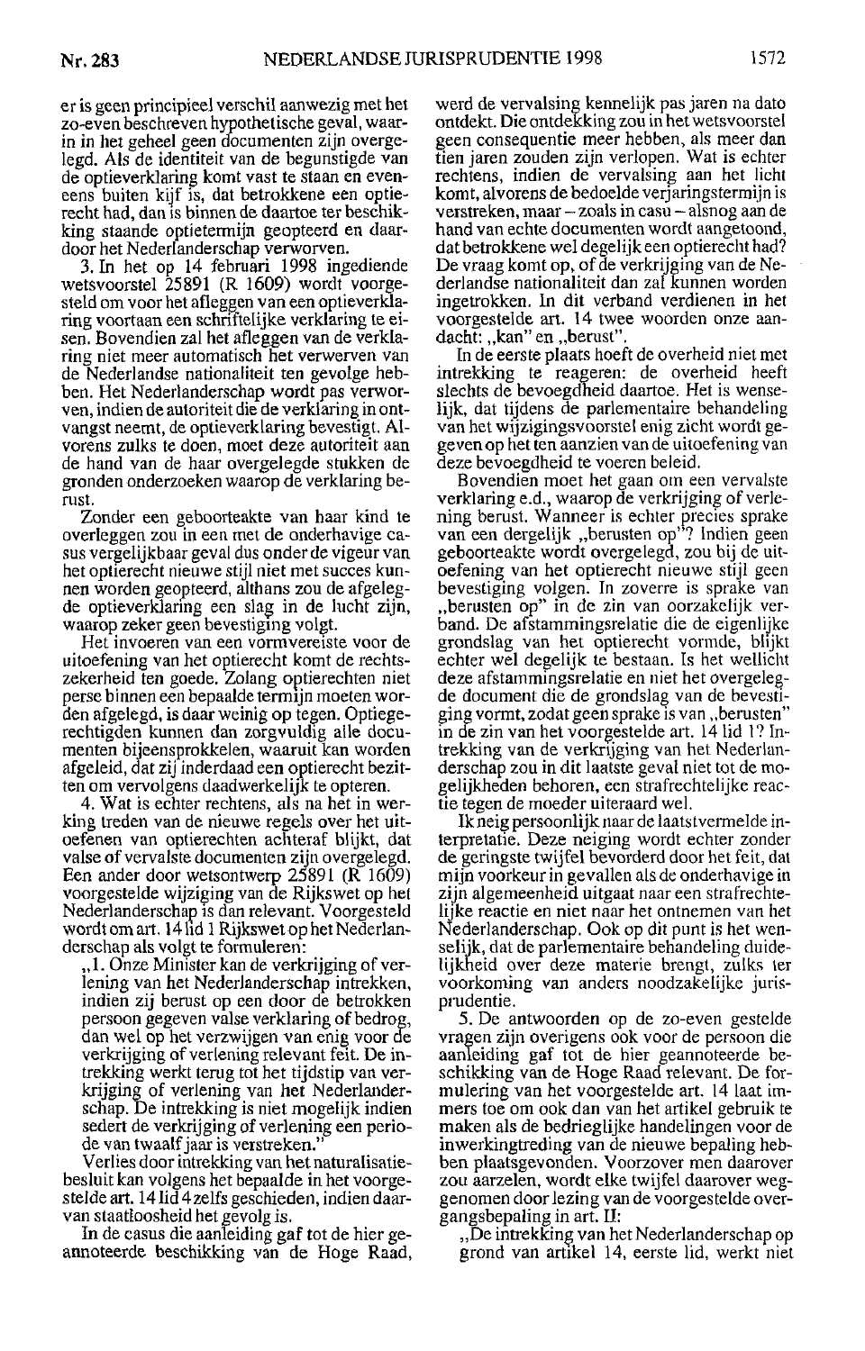er is geen principieel verschil aanwezig met het zo-even beschreven hypothetische geval, waarin in het geheel geen documenten zijn overgelegd. Als de identiteit van de begunstigde van de optieverklaring komt vast te staan en eveneens buiten kijf is, dat betrokkene een optierecht had, dan is binnen de daartoe ter beschikking staande optietermijn geopteerd en daardoor het Nederlanderschap verworven.

3. In het op 14 februari 1998 ingediende wetsvoorstel 25891 (R 1609) wordt voorgesteld om voor het afleggen van een optieverklaring voortaan een schriftelijke verklaring te eisen. Bovendien zal het afleggen van de verklaring niet meer automatisch het verwerven van de Nederlandse nationaliteit ten gevolge hebben. Het Nederlanderschap wordt pas verworven, indien de autoriteit die de verklaring in ontvangst neemt, de optieverklaring bevestigt. Alvorens zulks te doen, moet deze autoriteit aan de hand van de haar overgelegde stukken de gronden onderzoeken waarop de verklaring berust.

Zonder een geboorteakte van haar kind te overleggen zou in een met de onderhavige casus vergelijkbaar geval dus onder de vigeur van het optierecht nieuwe stijl niet met succes kunnen worden geopteerd, althans zou de afgelegde optieverklaring een slag in de lucht zijn, waarop zeker geen bevestiging volgt.

Het invoeren van een vormvereiste voor de uitoefening van het optierecht komt de rechtszekerheid ten goede. Zolang optierechten niet perse binnen een bepaalde termijn moeten worden afgelegd, is daar weinig op tegen. Optiegerechtigden kunnen dan zorgvuldig alle documenten bijeensprokkelen, waaruit kan worden afgeleid, dat zij inderdaad een optierecht bezitten om vervolgens daadwerkelijk te opteren.

4. Wat is echter rechtens, als na het in werking treden van de nieuwe regels over het uitoefenen van optierechten achteraf blijkt, dat valse of vervalste documenten zijn overgelegd. Een ander door wetsontwerp 25891 (R 1609) voorgestelde wijziging van de Rijkswet op het Nederlanderschap is dan relevant. Voorgesteld wordt om art. 14 lid 1 Rijkswet op het Nederlanderschap als volgt te formuleren:

,,1. Onze Minister kan de verkrijging of verlening van het Nederlanderschap intrekken, indien zij berust op een door de betrokken persoon gegeven valse verklaring of bedrog, dan wel op het verzwijgen van enig voor de verkrijging of verlening relevant feit. De intrekking werkt terug tot het tijdstip van verkrijging of verlening van het Nederlanderschap. De intrekking is niet mogelijk indien sedert de verkrijging of verlening een periode van twaalf jaar is verstreken."

Verlies door intrekking van het naturalisatiebesluit kan volgens het bepaalde in het voorgestelde art. 14 lid 4 zelfs geschieden, indien daarvan staatloosheid het gevolg is.

In de casus die aanleiding gaf tot de hier geannoteerde beschikking van de Hoge Raad, werd de vervalsing kennelijk pas jaren na dato ontdekt. Die ontdekking zou in het wetsvoorstel geen consequentie meer hebben, als meer dan tien jaren zouden zijn verlopen. Wat is echter rechtens, indien de vervalsing aan het licht komt, alvorens de bedoelde verjaringstermijn is verstreken, maar – zoals in casu – alsnog aan de hand van echte documenten wordt aangetoond, dat betrokkene wel degelijk een optierecht had? De vraag komt op, of de verkrijging van de Nederlandse nationaliteit dan zal kunnen worden ingetrokken. In dit verband verdienen in het voorgestelde art. 14 twee woorden onze aandacht: ,,kan" en ,,berust".

In de eerste plaats hoeft de overheid niet met intrekking te reageren: de overheid heeft slechts de bevoegdheid daartoe. Het is wenselijk, dat tijdens de parlementaire behandeling van het wijzigingsvoorstel enig zicht wordt gegeven op het ten aanzien van de uitoefening van deze bevoegdheid te voeren beleid.

Bovendien moet het gaan om een vervalste verklaring e.d., waarop de verkrijging of verlening berust. Wanneer is echter precies sprake van een dergelijk ,,berusten op"? Indien geen geboorteakte wordt overgelegd, zou bij de uitoefening van het optierecht nieuwe stijl geen bevestiging volgen. In zoverre is sprake van ,,berusten op" in de zin van oorzakelijk verband. De afstammingsrelatie die de eigenlijke grondslag van het optierecht vormde, blijkt echter wel degelijk te bestaan. Is het wellicht deze afstammingsrelatie en niet het overgelegde document die de grondslag van de bevestiging vormt, zodat geen sprake is van ,,berusten" in de zin van het voorgestelde art. 14 lid 1? Intrekking van de verkrijging van het Nederlanderschap zou in dit laatste geval niet tot de mogelijkheden behoren, een strafrechtelijke reactie tegen de moeder uiteraard wel.

Ik neig persoonlijk naar de laatstvermelde interpretatie. Deze neiging wordt echter zonder de geringste twijfel bevorderd door het feit, dat mijn voorkeur in gevallen als de onderhavige in zijn algemeenheid uitgaat naar een strafrechtelijke reactie en niet naar het ontnemen van het Nederlanderschap. Ook op dit punt is het wenselijk, dat de parlementaire behandeling duidelijkheid over deze materie brengt, zulks ter voorkoming van anders noodzakelijke jurisprudentie.

5. De antwoorden op de zo-even gestelde vragen zijn overigens ook voor de persoon die aanleiding gaf tot de hier geannoteerde beschikking van de Hoge Raad relevant. De formulering van het voorgestelde art. 14 laat immers toe om ook dan van het artikel gebruik te maken als de bedrieglijke handelingen voor de inwerkingtreding van de nieuwe bepaling hebben plaatsgevonden. Voorzover men daarover zou aarzelen, wordt elke twijfel daarover weggenomen door lezing van de voorgestelde overgangsbepaling in art. II:

,,De intrekking van het Nederlanderschap op grond van artikel 14, eerste lid, werkt niet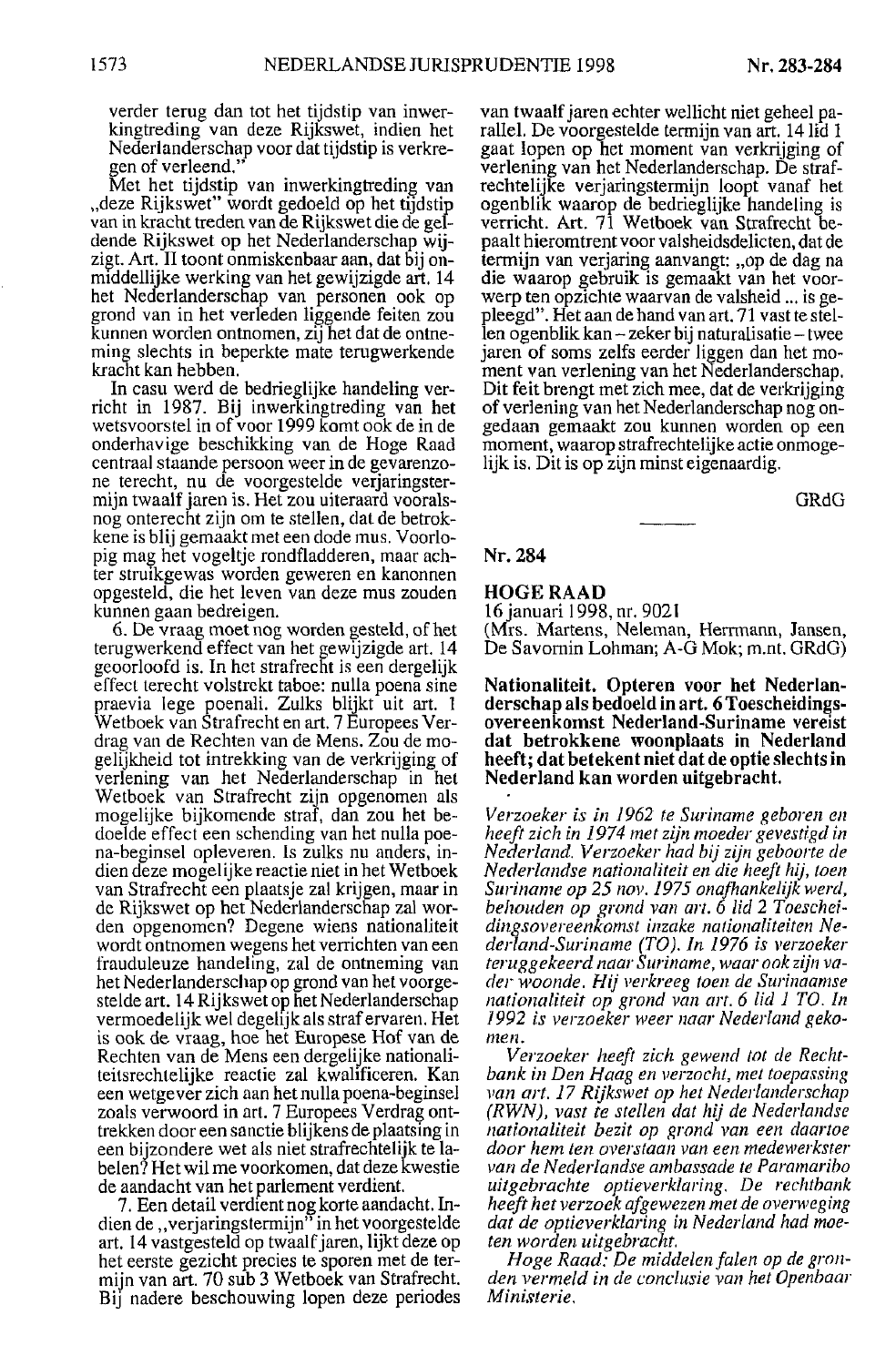verder terug dan tot het tijdstip van inwerkingtreding van deze Rijkswet, indien het Nederlanderschap voor dat tijdstip is verkregen of verleend."

Met het tijdstip van inwerkingtreding van „deze Rijkswet" wordt gedoeld op het tijdstip van in kracht treden van de Rijkswet die de geldende Rijkswet op het Nederlanderschap wijzigt. Art. II toont onmiskenbaar aan, dat bij onmiddellijke werking van het gewijzigde art. 14 het Nederlanderschap van personen ook op grond van in het verleden liggende feiten zou kunnen worden ontnomen, zij het dat de ontneming slechts in beperkte mate terugwerkende kracht kan hebben.

In casu werd de bedrieglijke handeling verricht in 1987. Bij inwerkingtreding van het wetsvoorstel in of voor 1999 komt ook de in de onderhavige beschikking van de Hoge Raad centraal staande persoon weer in de gevarenzone terecht, nu de voorgestelde verjaringstermijn twaalf jaren is. Het zou uiteraard vooralsnog onterecht zijn om te stellen, dat de betrokkene is blij gemaakt met een dode mus. Voorlopig mag het vogeltje rondfladderen, maar achter struikgewas worden geweren en kanonnen opgesteld, die het leven van deze mus zouden kunnen gaan bedreigen.

6. De vraag moet nog worden gesteld, of het terugwerkend effect van het gewijzigde art. 14 geoorloofd is. In het strafrecht is een dergelijk effect terecht volstrekt taboe: nulla poena sine praevia lege poenali. Zulks blijkt uit art. 1 Wetboek van Strafrecht en art. 7 Europees Verdrag van de Rechten van de Mens. Zou de mogelijkheid tot intrekking van de verkrijging of verlening van het Nederlanderschap in het Wetboek van Strafrecht zijn opgenomen als mogelijke bijkomende straf, dan zou het bedoelde effect een schending van het nulla poena-beginsel opleveren. Is zulks nu anders, indien deze mogelijke reactie niet in het Wetboek van Strafrecht een plaatsje zal krijgen, maar in de Rijkswet op het Nederlanderschap zal worden opgenomen? Degene wiens nationaliteit wordt ontnomen wegens het verrichten van een frauduleuze handeling, zal de ontneming van het Nederlanderschap op grond van het voorgestelde art. 14 Rijkswet op het Nederlanderschap vermoedelijk wel degelijk als straf ervaren. Het is ook de vraag, hoe het Europese Hof van de Rechten van de Mens een dergelijke nationaliteitsrechtelijke reactie zal kwalificeren. Kan een wetgever zich aan het nulla poena-beginsel zoals verwoord in art. 7 Europees Verdrag onttrekken door een sanctie blijkens de plaatsing in een bijzondere wet als niet strafrechtelijk te labelen? Het wil me voorkomen, dat deze kwestie de aandacht van het parlement verdient.

7. Een detail verdient nog korte aandacht. Indien de „verjaringstermijn" in het voorgestelde art. 14 vastgesteld op twaalf jaren, lijkt deze op het eerste gezicht precies te sporen met de termijn van art. 70 sub 3 Wetboek van Strafrecht. Bij nadere beschouwing lopen deze periodes van twaalf jaren echter wellicht niet geheel parallel. De voorgestelde termijn van art. 14 lid 1 gaat lopen op het moment van verkrijging of verlening van het Nederlanderschap. De strafrechtelijke verjaringstermijn loopt vanaf het ogenblik waarop de bedrieglijke handeling is verricht. Art. 71 Wetboek van Strafrecht bepaalt hieromtrent voor valsheidsdelicten, dat de termijn van verjaring aanvangt: „op de dag na die waarop gebruik is gemaakt van het voorwerp ten opzichte waarvan de valsheid ... is gepleegd". Het aan de hand van art. 71 vast te stellen ogenblik kan – zeker bij naturalisatie – twee jaren of soms zelfs eerder liggen dan het moment van verlening van het Nederlanderschap. Dit feit brengt met zich mee, dat de verkrijging of verlening van het Nederlanderschap nog ongedaan gemaakt zou kunnen worden op een moment, waarop strafrechtelijke actie onmogelijk is. Dit is op zijn minst eigenaardig.

GRdG

## Nr. 284

**HOGE RAAD**
16 januari 1998, nr. 9021
(Mrs. Martens, Neleman, Herrmann, Jansen, De Savornin Lohman; A-G Mok; m.nt. GRdG)

**Nationaliteit. Opteren voor het Nederlanderschap als bedoeld in art. 6 Toescheidingsovereenkomst Nederland-Suriname vereist dat betrokkene woonplaats in Nederland heeft; dat betekent niet dat de optie slechts in Nederland kan worden uitgebracht.**

*Verzoeker is in 1962 te Suriname geboren en heeft zich in 1974 met zijn moeder gevestigd in Nederland. Verzoeker had bij zijn geboorte de Nederlandse nationaliteit en die heeft hij, toen Suriname op 25 nov. 1975 onafhankelijk werd, behouden op grond van art. 6 lid 2 Toescheidingsovereenkomst inzake nationaliteiten Nederland-Suriname (TO). In 1976 is verzoeker teruggekeerd naar Suriname, waar ook zijn vader woonde. Hij verkreeg toen de Surinaamse nationaliteit op grond van art. 6 lid 1 TO. In 1992 is verzoeker weer naar Nederland gekomen.*

*Verzoeker heeft zich gewend tot de Rechtbank in Den Haag en verzocht, met toepassing van art. 17 Rijkswet op het Nederlanderschap (RWN), vast te stellen dat hij de Nederlandse nationaliteit bezit op grond van een daartoe door hem ten overstaan van een medewerkster van de Nederlandse ambassade te Paramaribo uitgebrachte optieverklaring. De rechtbank heeft het verzoek afgewezen met de overweging dat de optieverklaring in Nederland had moeten worden uitgebracht.*

*Hoge Raad: De middelen falen op de gronden vermeld in de conclusie van het Openbaar Ministerie.*